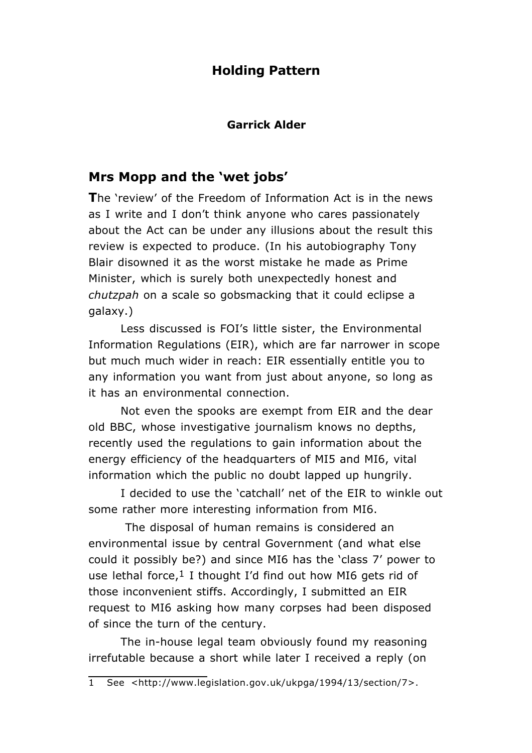# Holding Pattern

**Garrick Alder**

## Mrs Mopp and the 'wet jobs'

**T**he 'review' of the Freedom of Information Act is in the news as I write and I don't think anyone who cares passionately about the Act can be under any illusions about the result this review is expected to produce. (In his autobiography Tony Blair disowned it as the worst mistake he made as Prime Minister, which is surely both unexpectedly honest and *chutzpah* on a scale so gobsmacking that it could eclipse a galaxy.)

Less discussed is FOI's little sister, the Environmental Information Regulations (EIR), which are far narrower in scope but much much wider in reach: EIR essentially entitle you to any information you want from just about anyone, so long as it has an environmental connection.

Not even the spooks are exempt from EIR and the dear old BBC, whose investigative journalism knows no depths, recently used the regulations to gain information about the energy efficiency of the headquarters of MI5 and MI6, vital information which the public no doubt lapped up hungrily.

I decided to use the 'catchall' net of the EIR to winkle out some rather more interesting information from MI6.

The disposal of human remains is considered an environmental issue by central Government (and what else could it possibly be?) and since MI6 has the 'class 7' power to use lethal force,[1] I thought I'd find out how MI6 gets rid of those inconvenient stiffs. Accordingly, I submitted an EIR request to MI6 asking how many corpses had been disposed of since the turn of the century.

The in-house legal team obviously found my reasoning irrefutable because a short while later I received a reply (on

1 See <http://www.legislation.gov.uk/ukpga/1994/13/section/7>.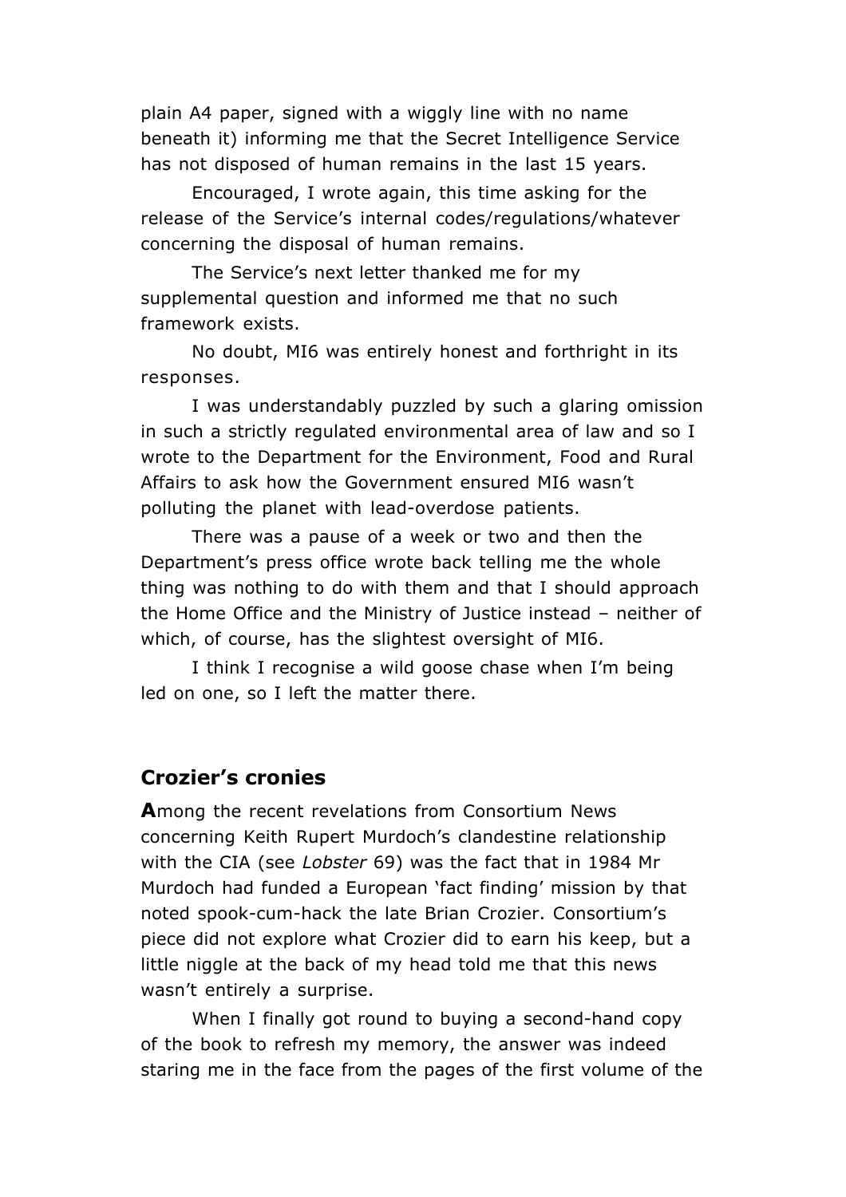plain A4 paper, signed with a wiggly line with no name beneath it) informing me that the Secret Intelligence Service has not disposed of human remains in the last 15 years.

Encouraged, I wrote again, this time asking for the release of the Service's internal codes/regulations/whatever concerning the disposal of human remains.

The Service's next letter thanked me for my supplemental question and informed me that no such framework exists.

No doubt, MI6 was entirely honest and forthright in its responses.

I was understandably puzzled by such a glaring omission in such a strictly regulated environmental area of law and so I wrote to the Department for the Environment, Food and Rural Affairs to ask how the Government ensured MI6 wasn't polluting the planet with lead-overdose patients.

There was a pause of a week or two and then the Department's press office wrote back telling me the whole thing was nothing to do with them and that I should approach the Home Office and the Ministry of Justice instead – neither of which, of course, has the slightest oversight of MI6.

I think I recognise a wild goose chase when I'm being led on one, so I left the matter there.

## Crozier's cronies

**A**mong the recent revelations from Consortium News concerning Keith Rupert Murdoch's clandestine relationship with the CIA (see *Lobster* 69) was the fact that in 1984 Mr Murdoch had funded a European 'fact finding' mission by that noted spook-cum-hack the late Brian Crozier. Consortium's piece did not explore what Crozier did to earn his keep, but a little niggle at the back of my head told me that this news wasn't entirely a surprise.

When I finally got round to buying a second-hand copy of the book to refresh my memory, the answer was indeed staring me in the face from the pages of the first volume of the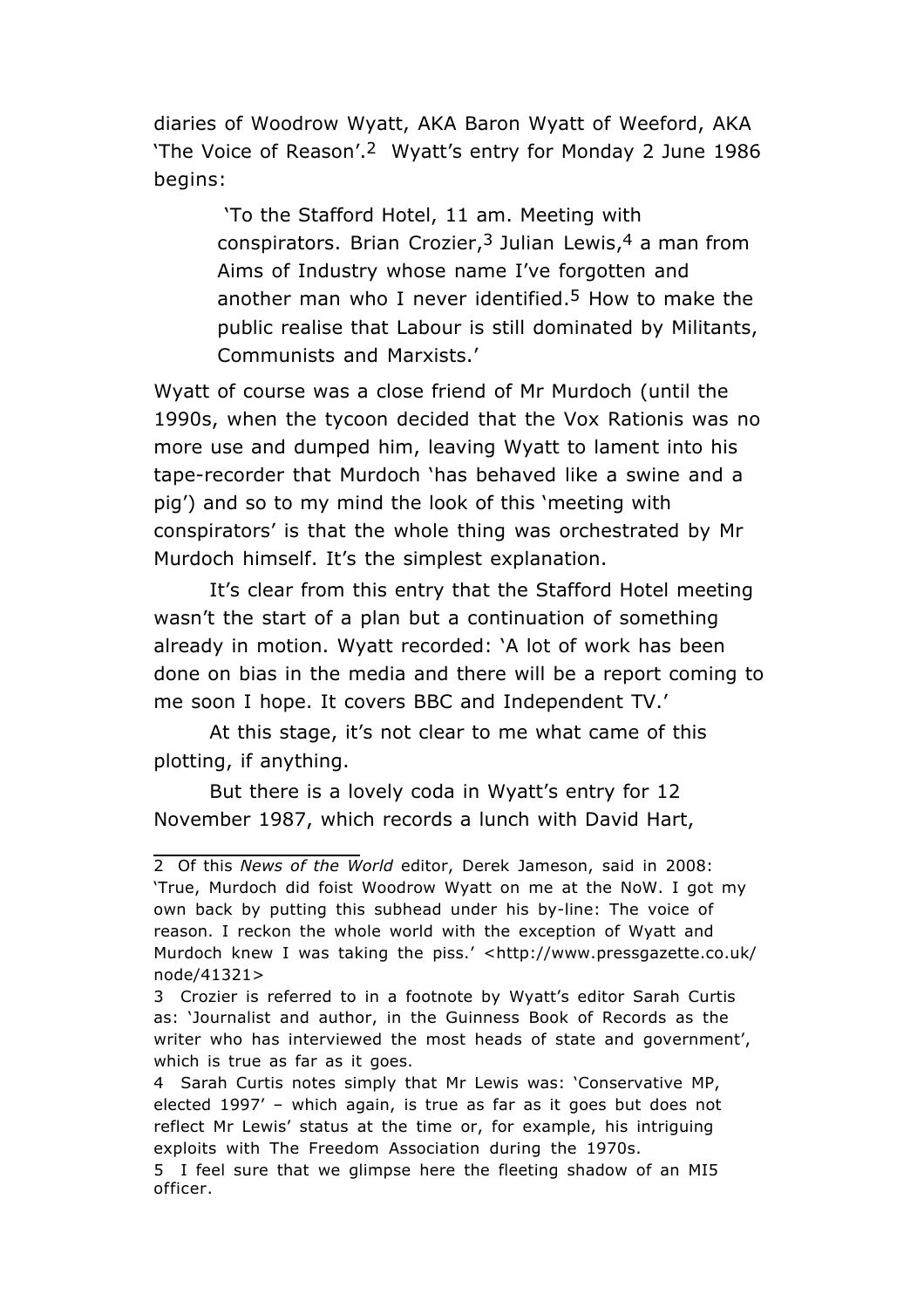diaries of Woodrow Wyatt, AKA Baron Wyatt of Weeford, AKA 'The Voice of Reason'.[2] Wyatt's entry for Monday 2 June 1986 begins:

> 'To the Stafford Hotel, 11 am. Meeting with conspirators. Brian Crozier,[3] Julian Lewis,[4] a man from Aims of Industry whose name I've forgotten and another man who I never identified.[5] How to make the public realise that Labour is still dominated by Militants, Communists and Marxists.'

Wyatt of course was a close friend of Mr Murdoch (until the 1990s, when the tycoon decided that the Vox Rationis was no more use and dumped him, leaving Wyatt to lament into his tape-recorder that Murdoch 'has behaved like a swine and a pig') and so to my mind the look of this 'meeting with conspirators' is that the whole thing was orchestrated by Mr Murdoch himself. It's the simplest explanation.

It's clear from this entry that the Stafford Hotel meeting wasn't the start of a plan but a continuation of something already in motion. Wyatt recorded: 'A lot of work has been done on bias in the media and there will be a report coming to me soon I hope. It covers BBC and Independent TV.'

At this stage, it's not clear to me what came of this plotting, if anything.

But there is a lovely coda in Wyatt's entry for 12 November 1987, which records a lunch with David Hart,

---

2 Of this *News of the World* editor, Derek Jameson, said in 2008: 'True, Murdoch did foist Woodrow Wyatt on me at the NoW. I got my own back by putting this subhead under his by-line: The voice of reason. I reckon the whole world with the exception of Wyatt and Murdoch knew I was taking the piss.' <http://www.pressgazette.co.uk/node/41321>

3 Crozier is referred to in a footnote by Wyatt's editor Sarah Curtis as: 'Journalist and author, in the Guinness Book of Records as the writer who has interviewed the most heads of state and government', which is true as far as it goes.

4 Sarah Curtis notes simply that Mr Lewis was: 'Conservative MP, elected 1997' – which again, is true as far as it goes but does not reflect Mr Lewis' status at the time or, for example, his intriguing exploits with The Freedom Association during the 1970s.

5 I feel sure that we glimpse here the fleeting shadow of an MI5 officer.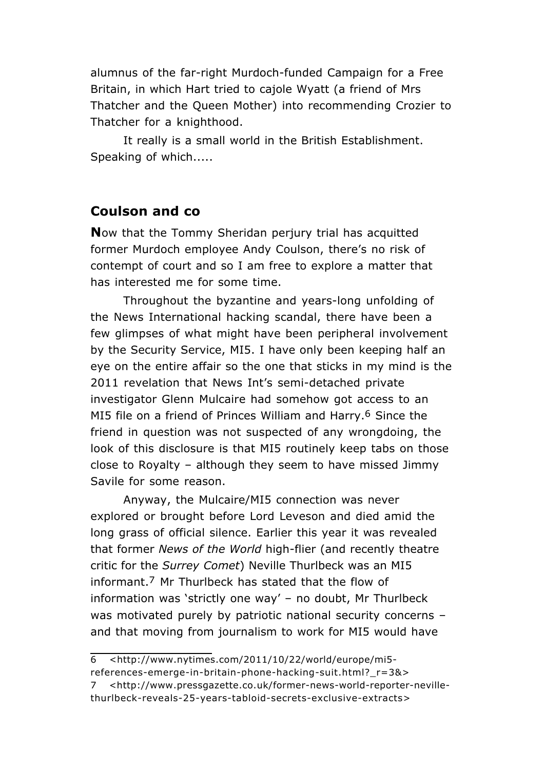alumnus of the far-right Murdoch-funded Campaign for a Free Britain, in which Hart tried to cajole Wyatt (a friend of Mrs Thatcher and the Queen Mother) into recommending Crozier to Thatcher for a knighthood.

It really is a small world in the British Establishment. Speaking of which.....

## Coulson and co

**N**ow that the Tommy Sheridan perjury trial has acquitted former Murdoch employee Andy Coulson, there's no risk of contempt of court and so I am free to explore a matter that has interested me for some time.

Throughout the byzantine and years-long unfolding of the News International hacking scandal, there have been a few glimpses of what might have been peripheral involvement by the Security Service, MI5. I have only been keeping half an eye on the entire affair so the one that sticks in my mind is the 2011 revelation that News Int's semi-detached private investigator Glenn Mulcaire had somehow got access to an MI5 file on a friend of Princes William and Harry.[6] Since the friend in question was not suspected of any wrongdoing, the look of this disclosure is that MI5 routinely keep tabs on those close to Royalty – although they seem to have missed Jimmy Savile for some reason.

Anyway, the Mulcaire/MI5 connection was never explored or brought before Lord Leveson and died amid the long grass of official silence. Earlier this year it was revealed that former *News of the World* high-flier (and recently theatre critic for the *Surrey Comet*) Neville Thurlbeck was an MI5 informant.[7] Mr Thurlbeck has stated that the flow of information was 'strictly one way' – no doubt, Mr Thurlbeck was motivated purely by patriotic national security concerns – and that moving from journalism to work for MI5 would have

---

6 <http://www.nytimes.com/2011/10/22/world/europe/mi5-references-emerge-in-britain-phone-hacking-suit.html?_r=3&>

7 <http://www.pressgazette.co.uk/former-news-world-reporter-neville-thurlbeck-reveals-25-years-tabloid-secrets-exclusive-extracts>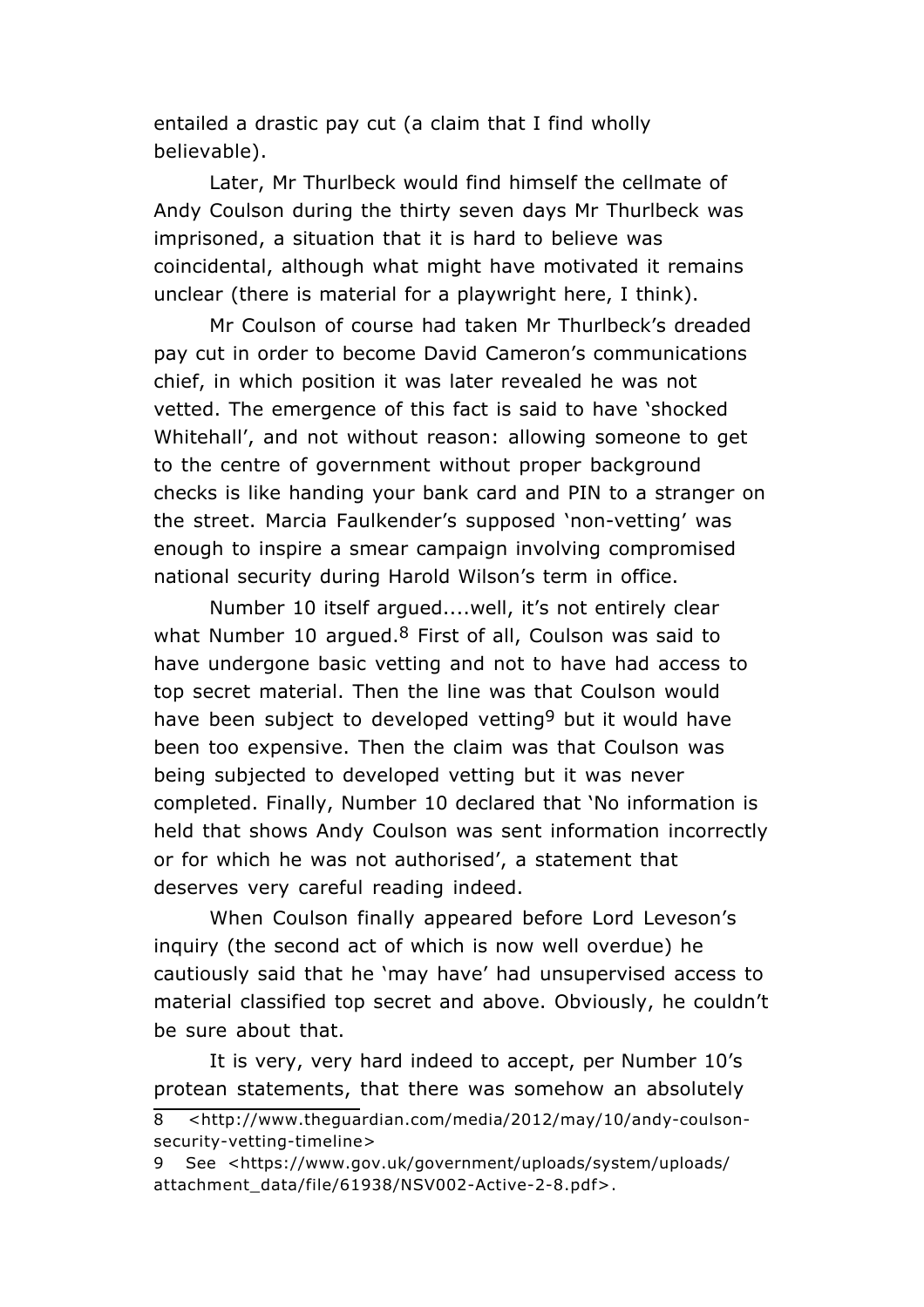entailed a drastic pay cut (a claim that I find wholly believable).

Later, Mr Thurlbeck would find himself the cellmate of Andy Coulson during the thirty seven days Mr Thurlbeck was imprisoned, a situation that it is hard to believe was coincidental, although what might have motivated it remains unclear (there is material for a playwright here, I think).

Mr Coulson of course had taken Mr Thurlbeck's dreaded pay cut in order to become David Cameron's communications chief, in which position it was later revealed he was not vetted. The emergence of this fact is said to have 'shocked Whitehall', and not without reason: allowing someone to get to the centre of government without proper background checks is like handing your bank card and PIN to a stranger on the street. Marcia Faulkender's supposed 'non-vetting' was enough to inspire a smear campaign involving compromised national security during Harold Wilson's term in office.

Number 10 itself argued....well, it's not entirely clear what Number 10 argued.[8] First of all, Coulson was said to have undergone basic vetting and not to have had access to top secret material. Then the line was that Coulson would have been subject to developed vetting[9] but it would have been too expensive. Then the claim was that Coulson was being subjected to developed vetting but it was never completed. Finally, Number 10 declared that 'No information is held that shows Andy Coulson was sent information incorrectly or for which he was not authorised', a statement that deserves very careful reading indeed.

When Coulson finally appeared before Lord Leveson's inquiry (the second act of which is now well overdue) he cautiously said that he 'may have' had unsupervised access to material classified top secret and above. Obviously, he couldn't be sure about that.

It is very, very hard indeed to accept, per Number 10's protean statements, that there was somehow an absolutely

---

8 <http://www.theguardian.com/media/2012/may/10/andy-coulson-security-vetting-timeline>

9 See <https://www.gov.uk/government/uploads/system/uploads/attachment_data/file/61938/NSV002-Active-2-8.pdf>.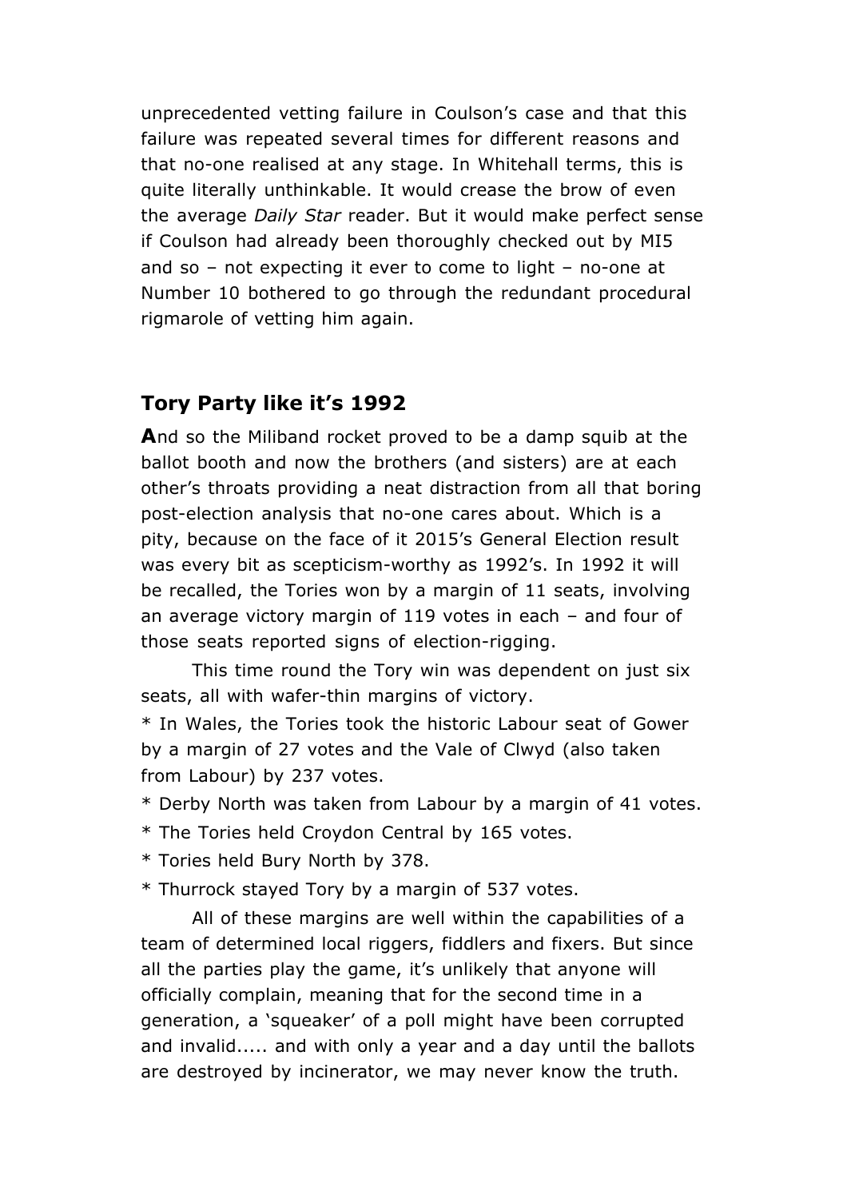unprecedented vetting failure in Coulson's case and that this failure was repeated several times for different reasons and that no-one realised at any stage. In Whitehall terms, this is quite literally unthinkable. It would crease the brow of even the average *Daily Star* reader. But it would make perfect sense if Coulson had already been thoroughly checked out by MI5 and so – not expecting it ever to come to light – no-one at Number 10 bothered to go through the redundant procedural rigmarole of vetting him again.

## Tory Party like it's 1992

**A**nd so the Miliband rocket proved to be a damp squib at the ballot booth and now the brothers (and sisters) are at each other's throats providing a neat distraction from all that boring post-election analysis that no-one cares about. Which is a pity, because on the face of it 2015's General Election result was every bit as scepticism-worthy as 1992's. In 1992 it will be recalled, the Tories won by a margin of 11 seats, involving an average victory margin of 119 votes in each – and four of those seats reported signs of election-rigging.

This time round the Tory win was dependent on just six seats, all with wafer-thin margins of victory.

* In Wales, the Tories took the historic Labour seat of Gower by a margin of 27 votes and the Vale of Clwyd (also taken from Labour) by 237 votes.
* Derby North was taken from Labour by a margin of 41 votes.
* The Tories held Croydon Central by 165 votes.
* Tories held Bury North by 378.
* Thurrock stayed Tory by a margin of 537 votes.

All of these margins are well within the capabilities of a team of determined local riggers, fiddlers and fixers. But since all the parties play the game, it's unlikely that anyone will officially complain, meaning that for the second time in a generation, a 'squeaker' of a poll might have been corrupted and invalid..... and with only a year and a day until the ballots are destroyed by incinerator, we may never know the truth.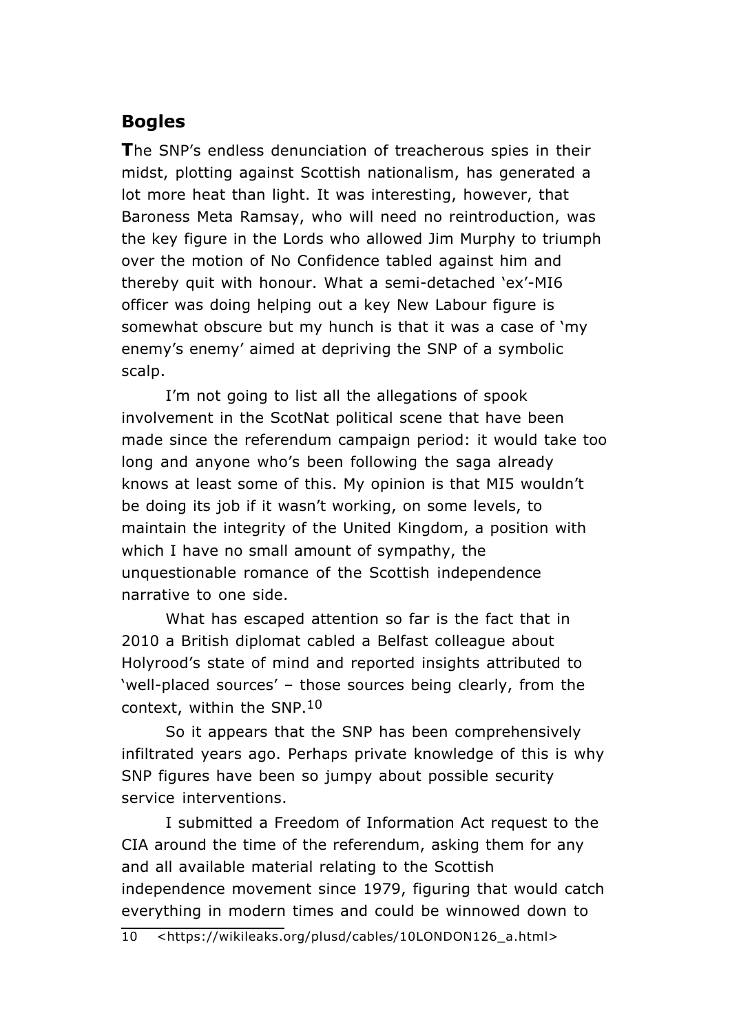## Bogles

**T**he SNP's endless denunciation of treacherous spies in their midst, plotting against Scottish nationalism, has generated a lot more heat than light. It was interesting, however, that Baroness Meta Ramsay, who will need no reintroduction, was the key figure in the Lords who allowed Jim Murphy to triumph over the motion of No Confidence tabled against him and thereby quit with honour. What a semi-detached 'ex'-MI6 officer was doing helping out a key New Labour figure is somewhat obscure but my hunch is that it was a case of 'my enemy's enemy' aimed at depriving the SNP of a symbolic scalp.

I'm not going to list all the allegations of spook involvement in the ScotNat political scene that have been made since the referendum campaign period: it would take too long and anyone who's been following the saga already knows at least some of this. My opinion is that MI5 wouldn't be doing its job if it wasn't working, on some levels, to maintain the integrity of the United Kingdom, a position with which I have no small amount of sympathy, the unquestionable romance of the Scottish independence narrative to one side.

What has escaped attention so far is the fact that in 2010 a British diplomat cabled a Belfast colleague about Holyrood's state of mind and reported insights attributed to 'well-placed sources' – those sources being clearly, from the context, within the SNP.[10]

So it appears that the SNP has been comprehensively infiltrated years ago. Perhaps private knowledge of this is why SNP figures have been so jumpy about possible security service interventions.

I submitted a Freedom of Information Act request to the CIA around the time of the referendum, asking them for any and all available material relating to the Scottish independence movement since 1979, figuring that would catch everything in modern times and could be winnowed down to

10 <https://wikileaks.org/plusd/cables/10LONDON126_a.html>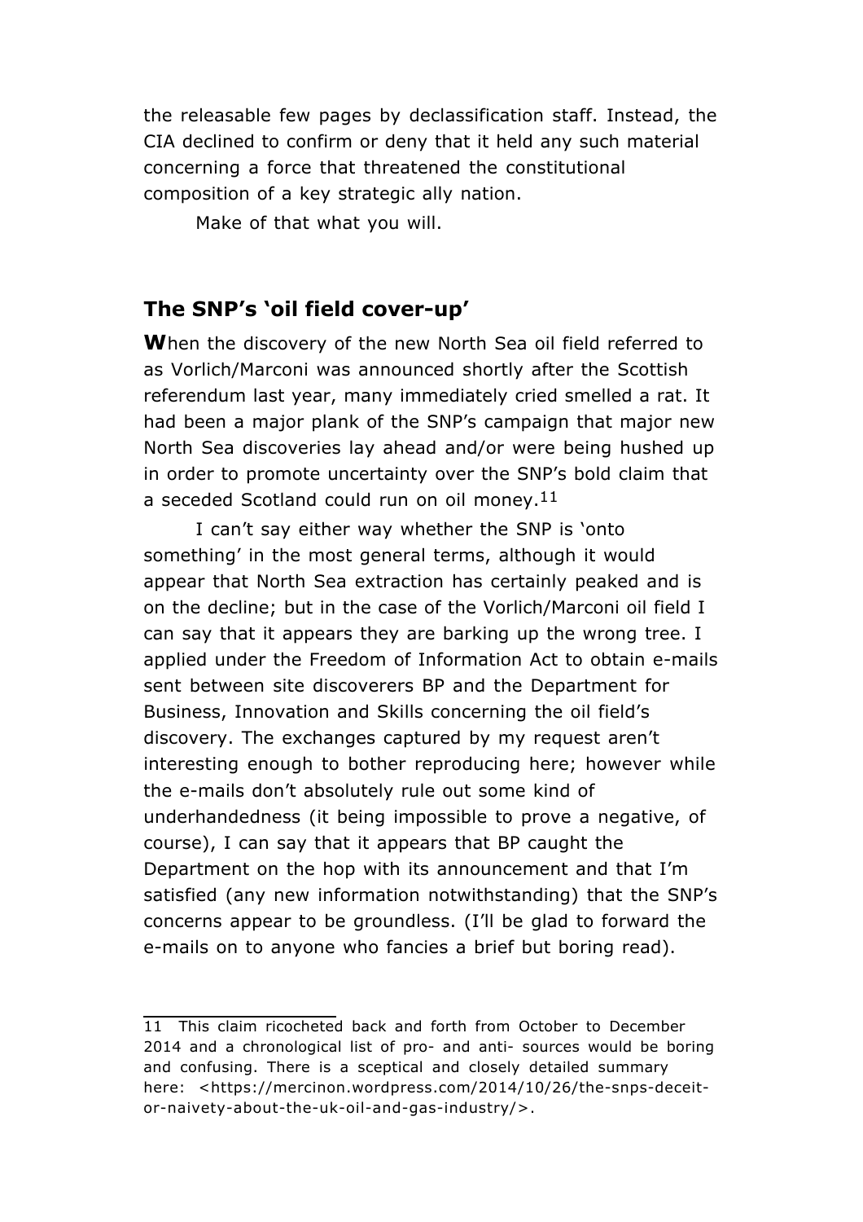the releasable few pages by declassification staff. Instead, the CIA declined to confirm or deny that it held any such material concerning a force that threatened the constitutional composition of a key strategic ally nation.

Make of that what you will.

## The SNP's 'oil field cover-up'

**W**hen the discovery of the new North Sea oil field referred to as Vorlich/Marconi was announced shortly after the Scottish referendum last year, many immediately cried smelled a rat. It had been a major plank of the SNP's campaign that major new North Sea discoveries lay ahead and/or were being hushed up in order to promote uncertainty over the SNP's bold claim that a seceded Scotland could run on oil money.[11]

I can't say either way whether the SNP is 'onto something' in the most general terms, although it would appear that North Sea extraction has certainly peaked and is on the decline; but in the case of the Vorlich/Marconi oil field I can say that it appears they are barking up the wrong tree. I applied under the Freedom of Information Act to obtain e-mails sent between site discoverers BP and the Department for Business, Innovation and Skills concerning the oil field's discovery. The exchanges captured by my request aren't interesting enough to bother reproducing here; however while the e-mails don't absolutely rule out some kind of underhandedness (it being impossible to prove a negative, of course), I can say that it appears that BP caught the Department on the hop with its announcement and that I'm satisfied (any new information notwithstanding) that the SNP's concerns appear to be groundless. (I'll be glad to forward the e-mails on to anyone who fancies a brief but boring read).

---

11 This claim ricocheted back and forth from October to December 2014 and a chronological list of pro- and anti- sources would be boring and confusing. There is a sceptical and closely detailed summary here: <https://mercinon.wordpress.com/2014/10/26/the-snps-deceit-or-naivety-about-the-uk-oil-and-gas-industry/>.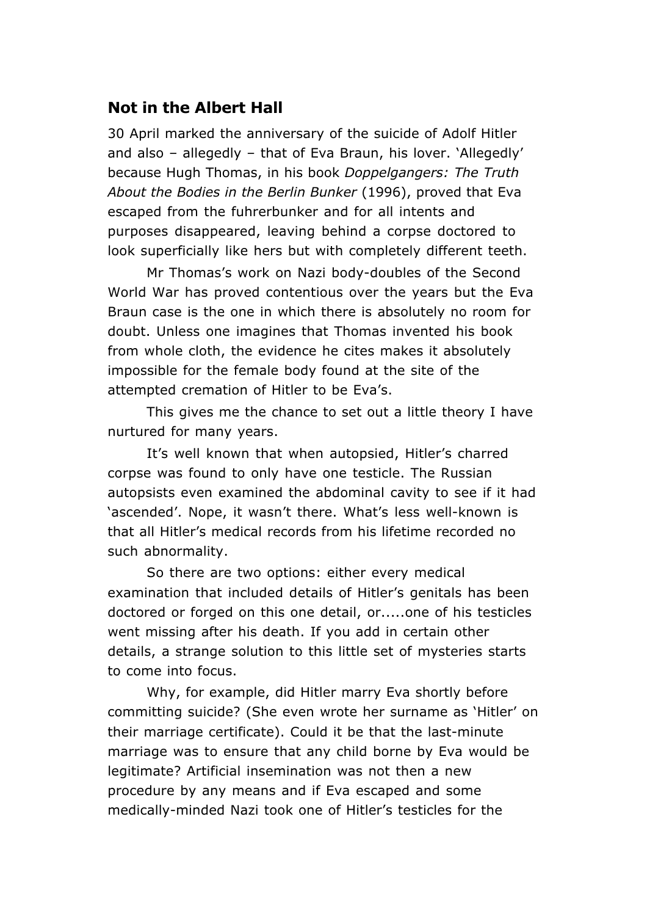## Not in the Albert Hall

30 April marked the anniversary of the suicide of Adolf Hitler and also – allegedly – that of Eva Braun, his lover. 'Allegedly' because Hugh Thomas, in his book *Doppelgangers: The Truth About the Bodies in the Berlin Bunker* (1996), proved that Eva escaped from the fuhrerbunker and for all intents and purposes disappeared, leaving behind a corpse doctored to look superficially like hers but with completely different teeth.

Mr Thomas's work on Nazi body-doubles of the Second World War has proved contentious over the years but the Eva Braun case is the one in which there is absolutely no room for doubt. Unless one imagines that Thomas invented his book from whole cloth, the evidence he cites makes it absolutely impossible for the female body found at the site of the attempted cremation of Hitler to be Eva's.

This gives me the chance to set out a little theory I have nurtured for many years.

It's well known that when autopsied, Hitler's charred corpse was found to only have one testicle. The Russian autopsists even examined the abdominal cavity to see if it had 'ascended'. Nope, it wasn't there. What's less well-known is that all Hitler's medical records from his lifetime recorded no such abnormality.

So there are two options: either every medical examination that included details of Hitler's genitals has been doctored or forged on this one detail, or.....one of his testicles went missing after his death. If you add in certain other details, a strange solution to this little set of mysteries starts to come into focus.

Why, for example, did Hitler marry Eva shortly before committing suicide? (She even wrote her surname as 'Hitler' on their marriage certificate). Could it be that the last-minute marriage was to ensure that any child borne by Eva would be legitimate? Artificial insemination was not then a new procedure by any means and if Eva escaped and some medically-minded Nazi took one of Hitler's testicles for the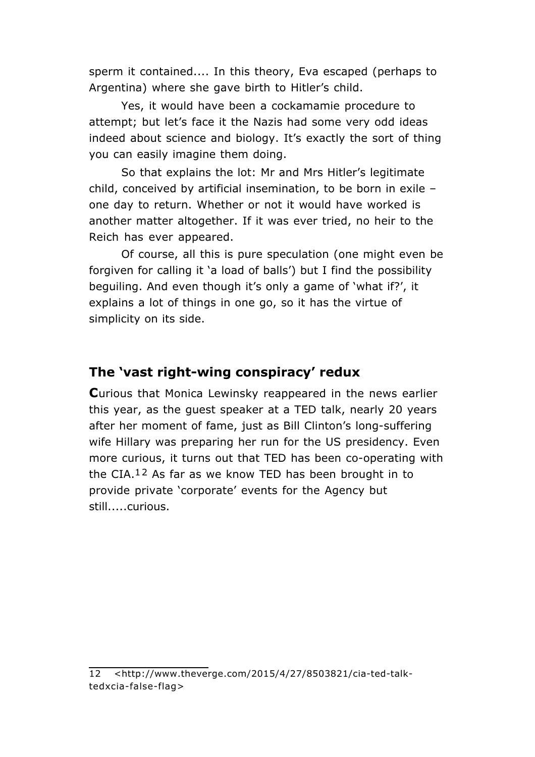sperm it contained.... In this theory, Eva escaped (perhaps to Argentina) where she gave birth to Hitler's child.

Yes, it would have been a cockamamie procedure to attempt; but let's face it the Nazis had some very odd ideas indeed about science and biology. It's exactly the sort of thing you can easily imagine them doing.

So that explains the lot: Mr and Mrs Hitler's legitimate child, conceived by artificial insemination, to be born in exile – one day to return. Whether or not it would have worked is another matter altogether. If it was ever tried, no heir to the Reich has ever appeared.

Of course, all this is pure speculation (one might even be forgiven for calling it 'a load of balls') but I find the possibility beguiling. And even though it's only a game of 'what if?', it explains a lot of things in one go, so it has the virtue of simplicity on its side.

## The 'vast right-wing conspiracy' redux

**C**urious that Monica Lewinsky reappeared in the news earlier this year, as the guest speaker at a TED talk, nearly 20 years after her moment of fame, just as Bill Clinton's long-suffering wife Hillary was preparing her run for the US presidency. Even more curious, it turns out that TED has been co-operating with the CIA.[12] As far as we know TED has been brought in to provide private 'corporate' events for the Agency but still.....curious.

---

12 <http://www.theverge.com/2015/4/27/8503821/cia-ted-talk-tedxcia-false-flag>